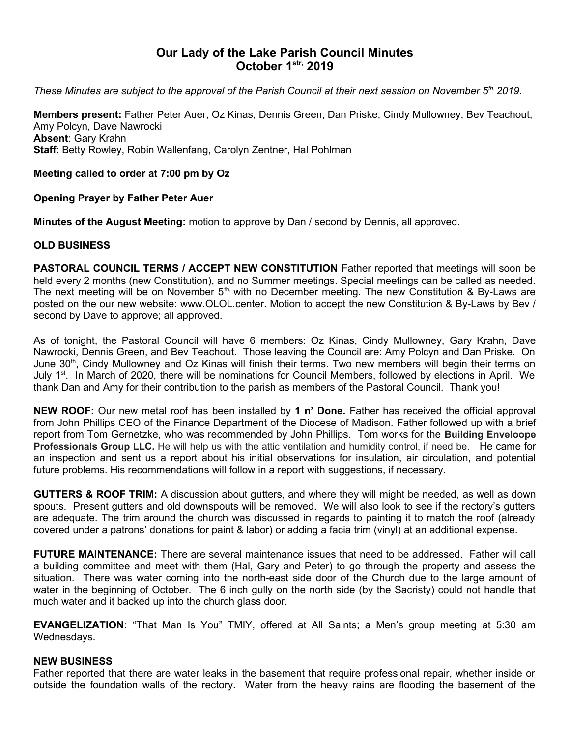# Our Lady of the Lake Parish Council Minutes
## October 1st, 2019

*These Minutes are subject to the approval of the Parish Council at their next session on November 5th, 2019.*

**Members present:** Father Peter Auer, Oz Kinas, Dennis Green, Dan Priske, Cindy Mullowney, Bev Teachout, Amy Polcyn, Dave Nawrocki
**Absent**: Gary Krahn
**Staff**: Betty Rowley, Robin Wallenfang, Carolyn Zentner, Hal Pohlman

**Meeting called to order at 7:00 pm by Oz**

**Opening Prayer by Father Peter Auer**

**Minutes of the August Meeting:** motion to approve by Dan / second by Dennis, all approved.

**OLD BUSINESS**

**PASTORAL COUNCIL TERMS / ACCEPT NEW CONSTITUTION** Father reported that meetings will soon be held every 2 months (new Constitution), and no Summer meetings. Special meetings can be called as needed. The next meeting will be on November 5th, with no December meeting. The new Constitution & By-Laws are posted on the our new website: www.OLOL.center. Motion to accept the new Constitution & By-Laws by Bev / second by Dave to approve; all approved.

As of tonight, the Pastoral Council will have 6 members: Oz Kinas, Cindy Mullowney, Gary Krahn, Dave Nawrocki, Dennis Green, and Bev Teachout. Those leaving the Council are: Amy Polcyn and Dan Priske. On June 30th, Cindy Mullowney and Oz Kinas will finish their terms. Two new members will begin their terms on July 1st. In March of 2020, there will be nominations for Council Members, followed by elections in April. We thank Dan and Amy for their contribution to the parish as members of the Pastoral Council. Thank you!

**NEW ROOF:** Our new metal roof has been installed by **1 n' Done.** Father has received the official approval from John Phillips CEO of the Finance Department of the Diocese of Madison. Father followed up with a brief report from Tom Gernetzke, who was recommended by John Phillips. Tom works for the **Building Enveloope Professionals Group LLC.** He will help us with the attic ventilation and humidity control, if need be. He came for an inspection and sent us a report about his initial observations for insulation, air circulation, and potential future problems. His recommendations will follow in a report with suggestions, if necessary.

**GUTTERS & ROOF TRIM:** A discussion about gutters, and where they will might be needed, as well as down spouts. Present gutters and old downspouts will be removed. We will also look to see if the rectory's gutters are adequate. The trim around the church was discussed in regards to painting it to match the roof (already covered under a patrons' donations for paint & labor) or adding a facia trim (vinyl) at an additional expense.

**FUTURE MAINTENANCE:** There are several maintenance issues that need to be addressed. Father will call a building committee and meet with them (Hal, Gary and Peter) to go through the property and assess the situation. There was water coming into the north-east side door of the Church due to the large amount of water in the beginning of October. The 6 inch gully on the north side (by the Sacristy) could not handle that much water and it backed up into the church glass door.

**EVANGELIZATION:** "That Man Is You" TMIY, offered at All Saints; a Men's group meeting at 5:30 am Wednesdays.

**NEW BUSINESS**

Father reported that there are water leaks in the basement that require professional repair, whether inside or outside the foundation walls of the rectory. Water from the heavy rains are flooding the basement of the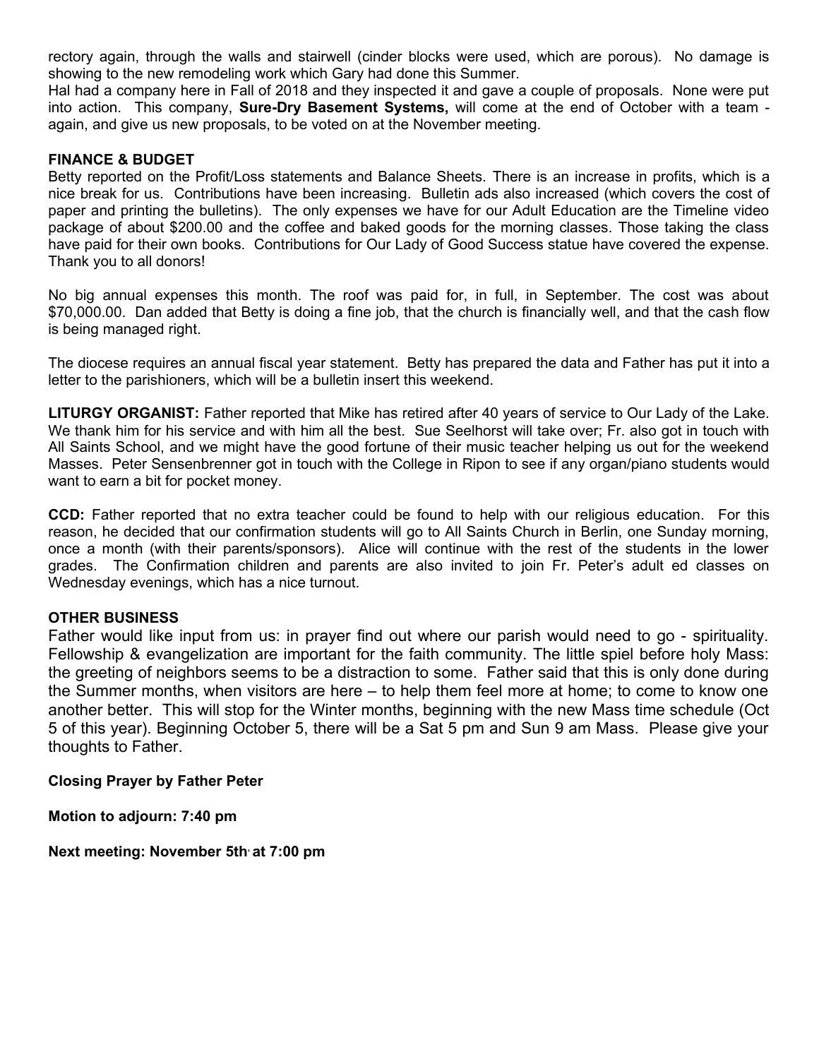rectory again, through the walls and stairwell (cinder blocks were used, which are porous). No damage is showing to the new remodeling work which Gary had done this Summer.
Hal had a company here in Fall of 2018 and they inspected it and gave a couple of proposals. None were put into action. This company, **Sure-Dry Basement Systems,** will come at the end of October with a team - again, and give us new proposals, to be voted on at the November meeting.

**FINANCE & BUDGET**
Betty reported on the Profit/Loss statements and Balance Sheets. There is an increase in profits, which is a nice break for us. Contributions have been increasing. Bulletin ads also increased (which covers the cost of paper and printing the bulletins). The only expenses we have for our Adult Education are the Timeline video package of about $200.00 and the coffee and baked goods for the morning classes. Those taking the class have paid for their own books. Contributions for Our Lady of Good Success statue have covered the expense. Thank you to all donors!

No big annual expenses this month. The roof was paid for, in full, in September. The cost was about $70,000.00. Dan added that Betty is doing a fine job, that the church is financially well, and that the cash flow is being managed right.

The diocese requires an annual fiscal year statement. Betty has prepared the data and Father has put it into a letter to the parishioners, which will be a bulletin insert this weekend.

**LITURGY ORGANIST:** Father reported that Mike has retired after 40 years of service to Our Lady of the Lake. We thank him for his service and with him all the best. Sue Seelhorst will take over; Fr. also got in touch with All Saints School, and we might have the good fortune of their music teacher helping us out for the weekend Masses. Peter Sensenbrenner got in touch with the College in Ripon to see if any organ/piano students would want to earn a bit for pocket money.

**CCD:** Father reported that no extra teacher could be found to help with our religious education. For this reason, he decided that our confirmation students will go to All Saints Church in Berlin, one Sunday morning, once a month (with their parents/sponsors). Alice will continue with the rest of the students in the lower grades. The Confirmation children and parents are also invited to join Fr. Peter's adult ed classes on Wednesday evenings, which has a nice turnout.

**OTHER BUSINESS**
Father would like input from us: in prayer find out where our parish would need to go - spirituality. Fellowship & evangelization are important for the faith community. The little spiel before holy Mass: the greeting of neighbors seems to be a distraction to some. Father said that this is only done during the Summer months, when visitors are here – to help them feel more at home; to come to know one another better. This will stop for the Winter months, beginning with the new Mass time schedule (Oct 5 of this year). Beginning October 5, there will be a Sat 5 pm and Sun 9 am Mass. Please give your thoughts to Father.

**Closing Prayer by Father Peter**

**Motion to adjourn: 7:40 pm**

**Next meeting: November 5th, at 7:00 pm**